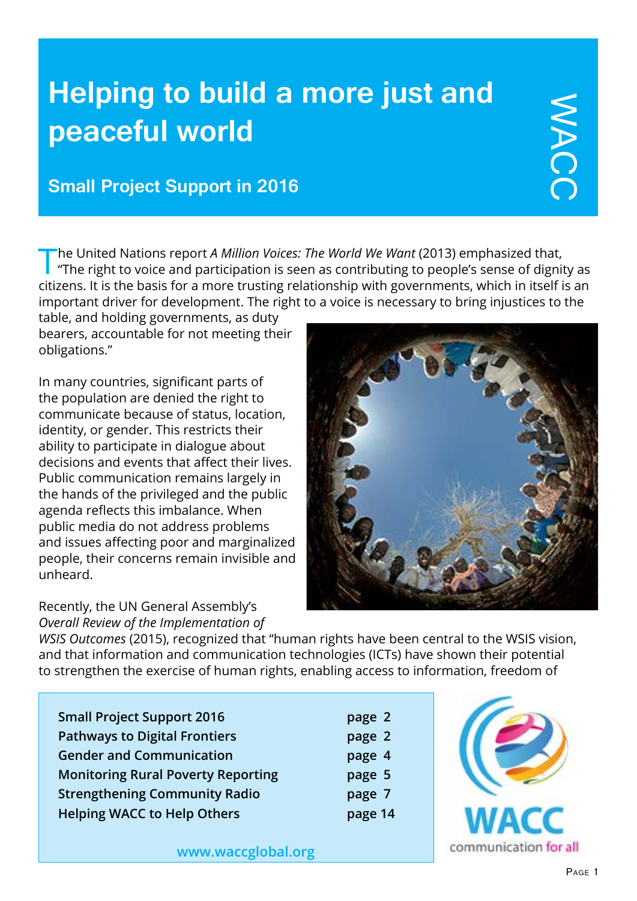# Helping to build a more just and peaceful world

## Small Project Support in 2016

WACC

The United Nations report *A Million Voices: The World We Want* (2013) emphasized that, "The right to voice and participation is seen as contributing to people's sense of dignity as citizens. It is the basis for a more trusting relationship with governments, which in itself is an important driver for development. The right to a voice is necessary to bring injustices to the table, and holding governments, as duty bearers, accountable for not meeting their obligations."

In many countries, significant parts of the population are denied the right to communicate because of status, location, identity, or gender. This restricts their ability to participate in dialogue about decisions and events that affect their lives. Public communication remains largely in the hands of the privileged and the public agenda reflects this imbalance. When public media do not address problems and issues affecting poor and marginalized people, their concerns remain invisible and unheard.

Recently, the UN General Assembly's *Overall Review of the Implementation of WSIS Outcomes* (2015), recognized that "human rights have been central to the WSIS vision, and that information and communication technologies (ICTs) have shown their potential to strengthen the exercise of human rights, enabling access to information, freedom of

| | |
|---|---|
| **Small Project Support 2016** | page 2 |
| **Pathways to Digital Frontiers** | page 2 |
| **Gender and Communication** | page 4 |
| **Monitoring Rural Poverty Reporting** | page 5 |
| **Strengthening Community Radio** | page 7 |
| **Helping WACC to Help Others** | page 14 |

www.waccglobal.org

WACC
communication for all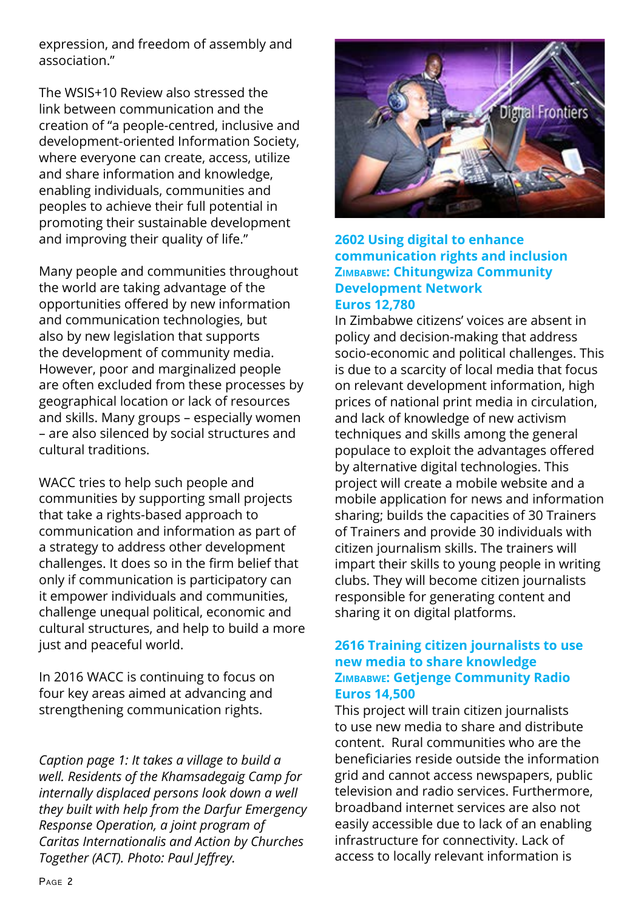expression, and freedom of assembly and association."

The WSIS+10 Review also stressed the link between communication and the creation of "a people-centred, inclusive and development-oriented Information Society, where everyone can create, access, utilize and share information and knowledge, enabling individuals, communities and peoples to achieve their full potential in promoting their sustainable development and improving their quality of life."

Many people and communities throughout the world are taking advantage of the opportunities offered by new information and communication technologies, but also by new legislation that supports the development of community media. However, poor and marginalized people are often excluded from these processes by geographical location or lack of resources and skills. Many groups – especially women – are also silenced by social structures and cultural traditions.

WACC tries to help such people and communities by supporting small projects that take a rights-based approach to communication and information as part of a strategy to address other development challenges. It does so in the firm belief that only if communication is participatory can it empower individuals and communities, challenge unequal political, economic and cultural structures, and help to build a more just and peaceful world.

In 2016 WACC is continuing to focus on four key areas aimed at advancing and strengthening communication rights.

*Caption page 1: It takes a village to build a well. Residents of the Khamsadegaig Camp for internally displaced persons look down a well they built with help from the Darfur Emergency Response Operation, a joint program of Caritas Internationalis and Action by Churches Together (ACT). Photo: Paul Jeffrey.*

### 2602 Using digital to enhance communication rights and inclusion
### Zimbabwe: Chitungwiza Community Development Network
### Euros 12,780

In Zimbabwe citizens' voices are absent in policy and decision-making that address socio-economic and political challenges. This is due to a scarcity of local media that focus on relevant development information, high prices of national print media in circulation, and lack of knowledge of new activism techniques and skills among the general populace to exploit the advantages offered by alternative digital technologies. This project will create a mobile website and a mobile application for news and information sharing; builds the capacities of 30 Trainers of Trainers and provide 30 individuals with citizen journalism skills. The trainers will impart their skills to young people in writing clubs. They will become citizen journalists responsible for generating content and sharing it on digital platforms.

### 2616 Training citizen journalists to use new media to share knowledge
### Zimbabwe: Getjenge Community Radio
### Euros 14,500

This project will train citizen journalists to use new media to share and distribute content. Rural communities who are the beneficiaries reside outside the information grid and cannot access newspapers, public television and radio services. Furthermore, broadband internet services are also not easily accessible due to lack of an enabling infrastructure for connectivity. Lack of access to locally relevant information is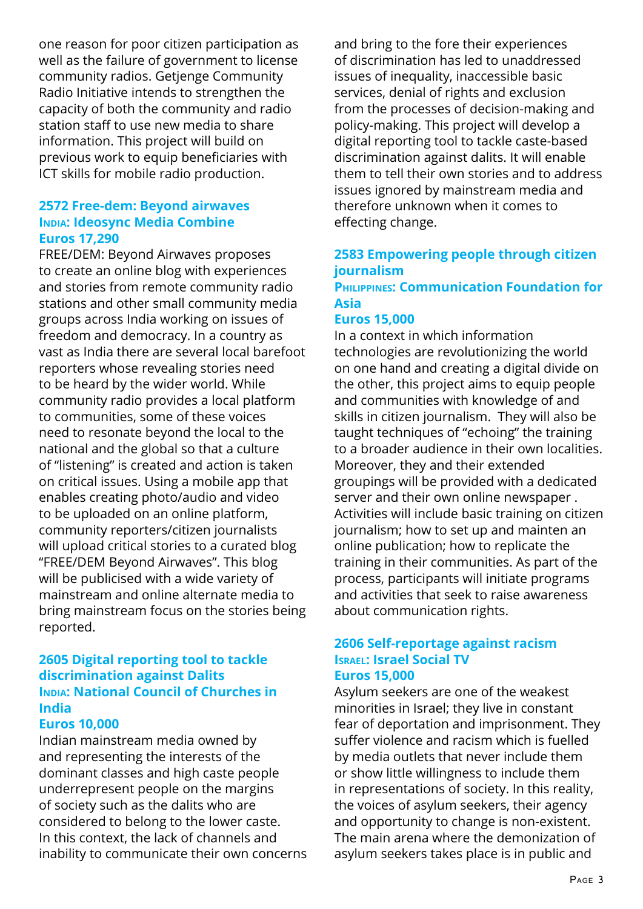one reason for poor citizen participation as well as the failure of government to license community radios. Getjenge Community Radio Initiative intends to strengthen the capacity of both the community and radio station staff to use new media to share information. This project will build on previous work to equip beneficiaries with ICT skills for mobile radio production.

### 2572 Free-dem: Beyond airwaves
**India: Ideosync Media Combine**
**Euros 17,290**

FREE/DEM: Beyond Airwaves proposes to create an online blog with experiences and stories from remote community radio stations and other small community media groups across India working on issues of freedom and democracy. In a country as vast as India there are several local barefoot reporters whose revealing stories need to be heard by the wider world. While community radio provides a local platform to communities, some of these voices need to resonate beyond the local to the national and the global so that a culture of "listening" is created and action is taken on critical issues. Using a mobile app that enables creating photo/audio and video to be uploaded on an online platform, community reporters/citizen journalists will upload critical stories to a curated blog "FREE/DEM Beyond Airwaves". This blog will be publicised with a wide variety of mainstream and online alternate media to bring mainstream focus on the stories being reported.

### 2605 Digital reporting tool to tackle discrimination against Dalits
**India: National Council of Churches in India**
**Euros 10,000**

Indian mainstream media owned by and representing the interests of the dominant classes and high caste people underrepresent people on the margins of society such as the dalits who are considered to belong to the lower caste. In this context, the lack of channels and inability to communicate their own concerns and bring to the fore their experiences of discrimination has led to unaddressed issues of inequality, inaccessible basic services, denial of rights and exclusion from the processes of decision-making and policy-making. This project will develop a digital reporting tool to tackle caste-based discrimination against dalits. It will enable them to tell their own stories and to address issues ignored by mainstream media and therefore unknown when it comes to effecting change.

### 2583 Empowering people through citizen journalism
**Philippines: Communication Foundation for Asia**
**Euros 15,000**

In a context in which information technologies are revolutionizing the world on one hand and creating a digital divide on the other, this project aims to equip people and communities with knowledge of and skills in citizen journalism.  They will also be taught techniques of "echoing" the training to a broader audience in their own localities. Moreover, they and their extended groupings will be provided with a dedicated server and their own online newspaper . Activities will include basic training on citizen journalism; how to set up and mainten an online publication; how to replicate the training in their communities. As part of the process, participants will initiate programs and activities that seek to raise awareness about communication rights.

### 2606 Self-reportage against racism
**Israel: Israel Social TV**
**Euros 15,000**

Asylum seekers are one of the weakest minorities in Israel; they live in constant fear of deportation and imprisonment. They suffer violence and racism which is fuelled by media outlets that never include them or show little willingness to include them in representations of society. In this reality, the voices of asylum seekers, their agency and opportunity to change is non-existent. The main arena where the demonization of asylum seekers takes place is in public and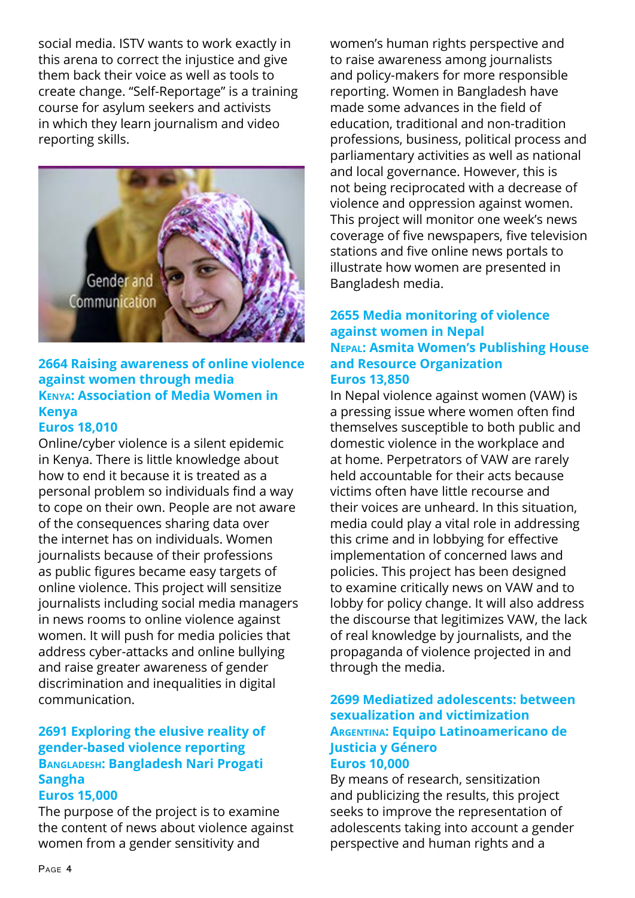social media. ISTV wants to work exactly in this arena to correct the injustice and give them back their voice as well as tools to create change. "Self-Reportage" is a training course for asylum seekers and activists in which they learn journalism and video reporting skills.

### 2664 Raising awareness of online violence against women through media
### Kenya: Association of Media Women in Kenya
### Euros 18,010

Online/cyber violence is a silent epidemic in Kenya. There is little knowledge about how to end it because it is treated as a personal problem so individuals find a way to cope on their own. People are not aware of the consequences sharing data over the internet has on individuals. Women journalists because of their professions as public figures became easy targets of online violence. This project will sensitize journalists including social media managers in news rooms to online violence against women. It will push for media policies that address cyber-attacks and online bullying and raise greater awareness of gender discrimination and inequalities in digital communication.

### 2691 Exploring the elusive reality of gender-based violence reporting
### Bangladesh: Bangladesh Nari Progati Sangha
### Euros 15,000

The purpose of the project is to examine the content of news about violence against women from a gender sensitivity and women's human rights perspective and to raise awareness among journalists and policy-makers for more responsible reporting. Women in Bangladesh have made some advances in the field of education, traditional and non-tradition professions, business, political process and parliamentary activities as well as national and local governance. However, this is not being reciprocated with a decrease of violence and oppression against women. This project will monitor one week's news coverage of five newspapers, five television stations and five online news portals to illustrate how women are presented in Bangladesh media.

### 2655 Media monitoring of violence against women in Nepal
### Nepal: Asmita Women's Publishing House and Resource Organization
### Euros 13,850

In Nepal violence against women (VAW) is a pressing issue where women often find themselves susceptible to both public and domestic violence in the workplace and at home. Perpetrators of VAW are rarely held accountable for their acts because victims often have little recourse and their voices are unheard. In this situation, media could play a vital role in addressing this crime and in lobbying for effective implementation of concerned laws and policies. This project has been designed to examine critically news on VAW and to lobby for policy change. It will also address the discourse that legitimizes VAW, the lack of real knowledge by journalists, and the propaganda of violence projected in and through the media.

### 2699 Mediatized adolescents: between sexualization and victimization
### Argentina: Equipo Latinoamericano de Justicia y Género
### Euros 10,000

By means of research, sensitization and publicizing the results, this project seeks to improve the representation of adolescents taking into account a gender perspective and human rights and a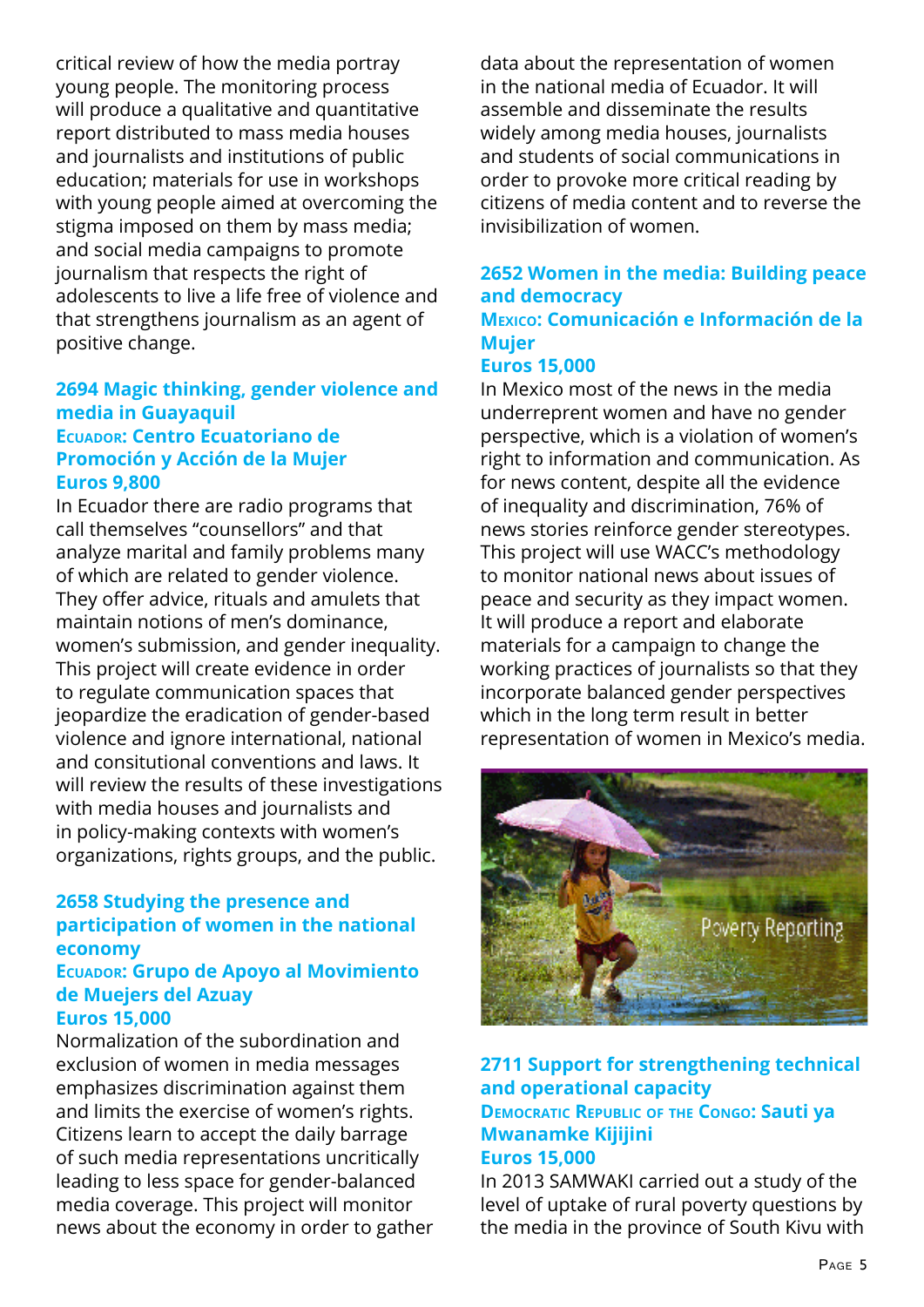critical review of how the media portray young people. The monitoring process will produce a qualitative and quantitative report distributed to mass media houses and journalists and institutions of public education; materials for use in workshops with young people aimed at overcoming the stigma imposed on them by mass media; and social media campaigns to promote journalism that respects the right of adolescents to live a life free of violence and that strengthens journalism as an agent of positive change.

### 2694 Magic thinking, gender violence and media in Guayaquil

**Ecuador: Centro Ecuatoriano de Promoción y Acción de la Mujer**

**Euros 9,800**

In Ecuador there are radio programs that call themselves "counsellors" and that analyze marital and family problems many of which are related to gender violence. They offer advice, rituals and amulets that maintain notions of men's dominance, women's submission, and gender inequality. This project will create evidence in order to regulate communication spaces that jeopardize the eradication of gender-based violence and ignore international, national and consitutional conventions and laws. It will review the results of these investigations with media houses and journalists and in policy-making contexts with women's organizations, rights groups, and the public.

### 2658 Studying the presence and participation of women in the national economy

**Ecuador: Grupo de Apoyo al Movimiento de Muejers del Azuay**

**Euros 15,000**

Normalization of the subordination and exclusion of women in media messages emphasizes discrimination against them and limits the exercise of women's rights. Citizens learn to accept the daily barrage of such media representations uncritically leading to less space for gender-balanced media coverage. This project will monitor news about the economy in order to gather data about the representation of women in the national media of Ecuador. It will assemble and disseminate the results widely among media houses, journalists and students of social communications in order to provoke more critical reading by citizens of media content and to reverse the invisibilization of women.

### 2652 Women in the media: Building peace and democracy

**Mexico: Comunicación e Información de la Mujer**

**Euros 15,000**

In Mexico most of the news in the media underrepent women and have no gender perspective, which is a violation of women's right to information and communication. As for news content, despite all the evidence of inequality and discrimination, 76% of news stories reinforce gender stereotypes. This project will use WACC's methodology to monitor national news about issues of peace and security as they impact women. It will produce a report and elaborate materials for a campaign to change the working practices of journalists so that they incorporate balanced gender perspectives which in the long term result in better representation of women in Mexico's media.

Poverty Reporting

### 2711 Support for strengthening technical and operational capacity

**Democratic Republic of the Congo: Sauti ya Mwanamke Kijijini**

**Euros 15,000**

In 2013 SAMWAKI carried out a study of the level of uptake of rural poverty questions by the media in the province of South Kivu with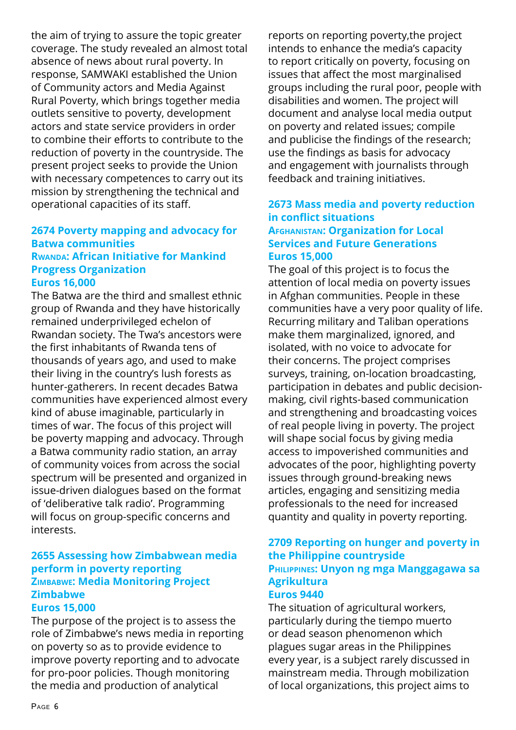the aim of trying to assure the topic greater coverage. The study revealed an almost total absence of news about rural poverty. In response, SAMWAKI established the Union of Community actors and Media Against Rural Poverty, which brings together media outlets sensitive to poverty, development actors and state service providers in order to combine their efforts to contribute to the reduction of poverty in the countryside. The present project seeks to provide the Union with necessary competences to carry out its mission by strengthening the technical and operational capacities of its staff.

### 2674 Poverty mapping and advocacy for Batwa communities
**Rwanda: African Initiative for Mankind Progress Organization**
**Euros 16,000**

The Batwa are the third and smallest ethnic group of Rwanda and they have historically remained underprivileged echelon of Rwandan society. The Twa's ancestors were the first inhabitants of Rwanda tens of thousands of years ago, and used to make their living in the country's lush forests as hunter-gatherers. In recent decades Batwa communities have experienced almost every kind of abuse imaginable, particularly in times of war. The focus of this project will be poverty mapping and advocacy. Through a Batwa community radio station, an array of community voices from across the social spectrum will be presented and organized in issue-driven dialogues based on the format of 'deliberative talk radio'. Programming will focus on group-specific concerns and interests.

### 2655 Assessing how Zimbabwean media perform in poverty reporting
**Zimbabwe: Media Monitoring Project Zimbabwe**
**Euros 15,000**

The purpose of the project is to assess the role of Zimbabwe's news media in reporting on poverty so as to provide evidence to improve poverty reporting and to advocate for pro-poor policies. Though monitoring the media and production of analytical reports on reporting poverty,the project intends to enhance the media's capacity to report critically on poverty, focusing on issues that affect the most marginalised groups including the rural poor, people with disabilities and women. The project will document and analyse local media output on poverty and related issues; compile and publicise the findings of the research; use the findings as basis for advocacy and engagement with journalists through feedback and training initiatives.

### 2673 Mass media and poverty reduction in conflict situations
**Afghanistan: Organization for Local Services and Future Generations**
**Euros 15,000**

The goal of this project is to focus the attention of local media on poverty issues in Afghan communities. People in these communities have a very poor quality of life. Recurring military and Taliban operations make them marginalized, ignored, and isolated, with no voice to advocate for their concerns. The project comprises surveys, training, on-location broadcasting, participation in debates and public decision-making, civil rights-based communication and strengthening and broadcasting voices of real people living in poverty. The project will shape social focus by giving media access to impoverished communities and advocates of the poor, highlighting poverty issues through ground-breaking news articles, engaging and sensitizing media professionals to the need for increased quantity and quality in poverty reporting.

### 2709 Reporting on hunger and poverty in the Philippine countryside
**Philippines: Unyon ng mga Manggagawa sa Agrikultura**
**Euros 9440**

The situation of agricultural workers, particularly during the tiempo muerto or dead season phenomenon which plagues sugar areas in the Philippines every year, is a subject rarely discussed in mainstream media. Through mobilization of local organizations, this project aims to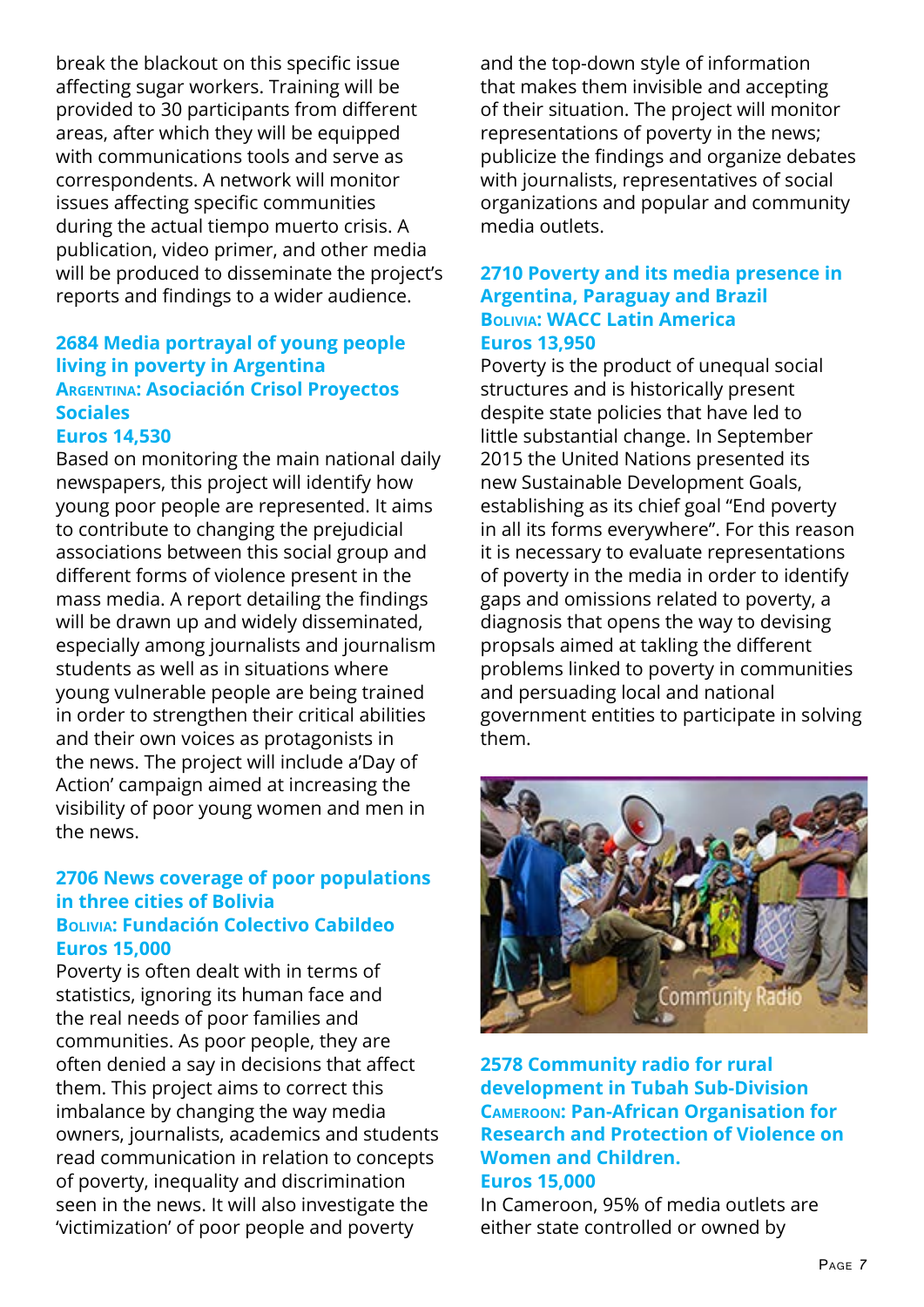break the blackout on this specific issue affecting sugar workers. Training will be provided to 30 participants from different areas, after which they will be equipped with communications tools and serve as correspondents. A network will monitor issues affecting specific communities during the actual tiempo muerto crisis. A publication, video primer, and other media will be produced to disseminate the project's reports and findings to a wider audience.

### 2684 Media portrayal of young people living in poverty in Argentina
**Argentina: Asociación Crisol Proyectos Sociales**
**Euros 14,530**

Based on monitoring the main national daily newspapers, this project will identify how young poor people are represented. It aims to contribute to changing the prejudicial associations between this social group and different forms of violence present in the mass media. A report detailing the findings will be drawn up and widely disseminated, especially among journalists and journalism students as well as in situations where young vulnerable people are being trained in order to strengthen their critical abilities and their own voices as protagonists in the news. The project will include a'Day of Action' campaign aimed at increasing the visibility of poor young women and men in the news.

### 2706 News coverage of poor populations in three cities of Bolivia
**Bolivia: Fundación Colectivo Cabildeo**
**Euros 15,000**

Poverty is often dealt with in terms of statistics, ignoring its human face and the real needs of poor families and communities. As poor people, they are often denied a say in decisions that affect them. This project aims to correct this imbalance by changing the way media owners, journalists, academics and students read communication in relation to concepts of poverty, inequality and discrimination seen in the news. It will also investigate the 'victimization' of poor people and poverty and the top-down style of information that makes them invisible and accepting of their situation. The project will monitor representations of poverty in the news; publicize the findings and organize debates with journalists, representatives of social organizations and popular and community media outlets.

### 2710 Poverty and its media presence in Argentina, Paraguay and Brazil
**Bolivia: WACC Latin America**
**Euros 13,950**

Poverty is the product of unequal social structures and is historically present despite state policies that have led to little substantial change. In September 2015 the United Nations presented its new Sustainable Development Goals, establishing as its chief goal "End poverty in all its forms everywhere". For this reason it is necessary to evaluate representations of poverty in the media in order to identify gaps and omissions related to poverty, a diagnosis that opens the way to devising propsals aimed at takling the different problems linked to poverty in communities and persuading local and national government entities to participate in solving them.

### 2578 Community radio for rural development in Tubah Sub-Division
**Cameroon: Pan-African Organisation for Research and Protection of Violence on Women and Children.**
**Euros 15,000**

In Cameroon, 95% of media outlets are either state controlled or owned by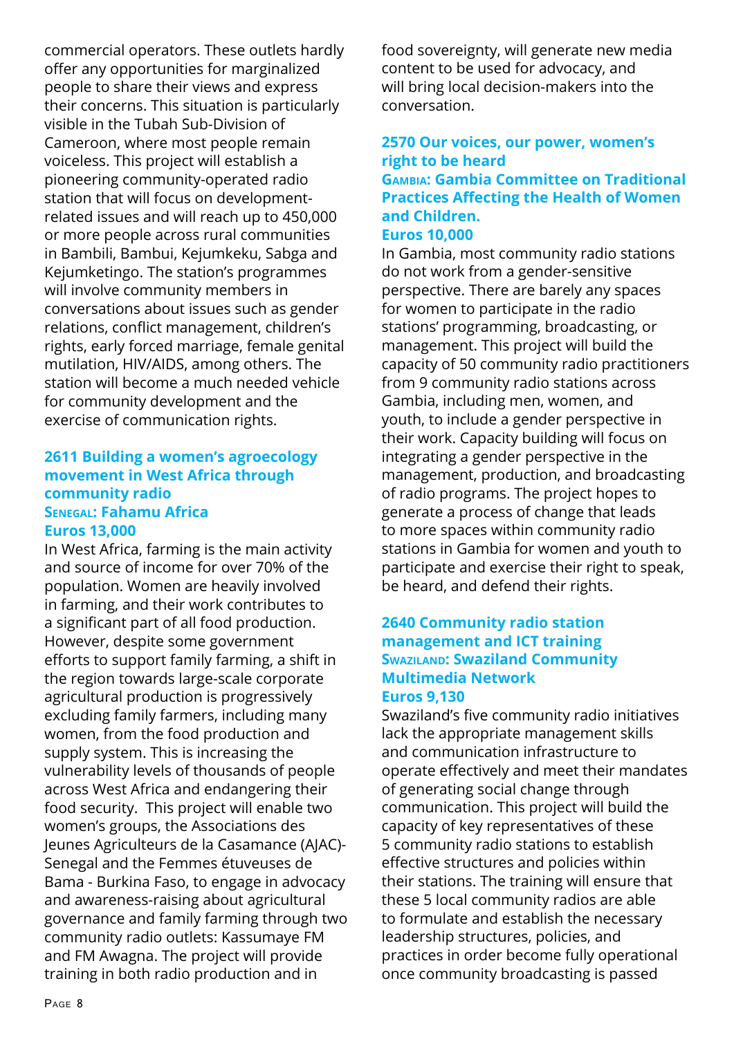commercial operators. These outlets hardly offer any opportunities for marginalized people to share their views and express their concerns. This situation is particularly visible in the Tubah Sub-Division of Cameroon, where most people remain voiceless. This project will establish a pioneering community-operated radio station that will focus on development-related issues and will reach up to 450,000 or more people across rural communities in Bambili, Bambui, Kejumkeku, Sabga and Kejumketingo. The station's programmes will involve community members in conversations about issues such as gender relations, conflict management, children's rights, early forced marriage, female genital mutilation, HIV/AIDS, among others. The station will become a much needed vehicle for community development and the exercise of communication rights.

### 2611 Building a women's agroecology movement in West Africa through community radio

**Senegal: Fahamu Africa**

**Euros 13,000**

In West Africa, farming is the main activity and source of income for over 70% of the population. Women are heavily involved in farming, and their work contributes to a significant part of all food production. However, despite some government efforts to support family farming, a shift in the region towards large-scale corporate agricultural production is progressively excluding family farmers, including many women, from the food production and supply system. This is increasing the vulnerability levels of thousands of people across West Africa and endangering their food security. This project will enable two women's groups, the Associations des Jeunes Agriculteurs de la Casamance (AJAC)-Senegal and the Femmes étuveuses de Bama - Burkina Faso, to engage in advocacy and awareness-raising about agricultural governance and family farming through two community radio outlets: Kassumaye FM and FM Awagna. The project will provide training in both radio production and in food sovereignty, will generate new media content to be used for advocacy, and will bring local decision-makers into the conversation.

### 2570 Our voices, our power, women's right to be heard

**Gambia: Gambia Committee on Traditional Practices Affecting the Health of Women and Children.**

**Euros 10,000**

In Gambia, most community radio stations do not work from a gender-sensitive perspective. There are barely any spaces for women to participate in the radio stations' programming, broadcasting, or management. This project will build the capacity of 50 community radio practitioners from 9 community radio stations across Gambia, including men, women, and youth, to include a gender perspective in their work. Capacity building will focus on integrating a gender perspective in the management, production, and broadcasting of radio programs. The project hopes to generate a process of change that leads to more spaces within community radio stations in Gambia for women and youth to participate and exercise their right to speak, be heard, and defend their rights.

### 2640 Community radio station management and ICT training

**Swaziland: Swaziland Community Multimedia Network**

**Euros 9,130**

Swaziland's five community radio initiatives lack the appropriate management skills and communication infrastructure to operate effectively and meet their mandates of generating social change through communication. This project will build the capacity of key representatives of these 5 community radio stations to establish effective structures and policies within their stations. The training will ensure that these 5 local community radios are able to formulate and establish the necessary leadership structures, policies, and practices in order become fully operational once community broadcasting is passed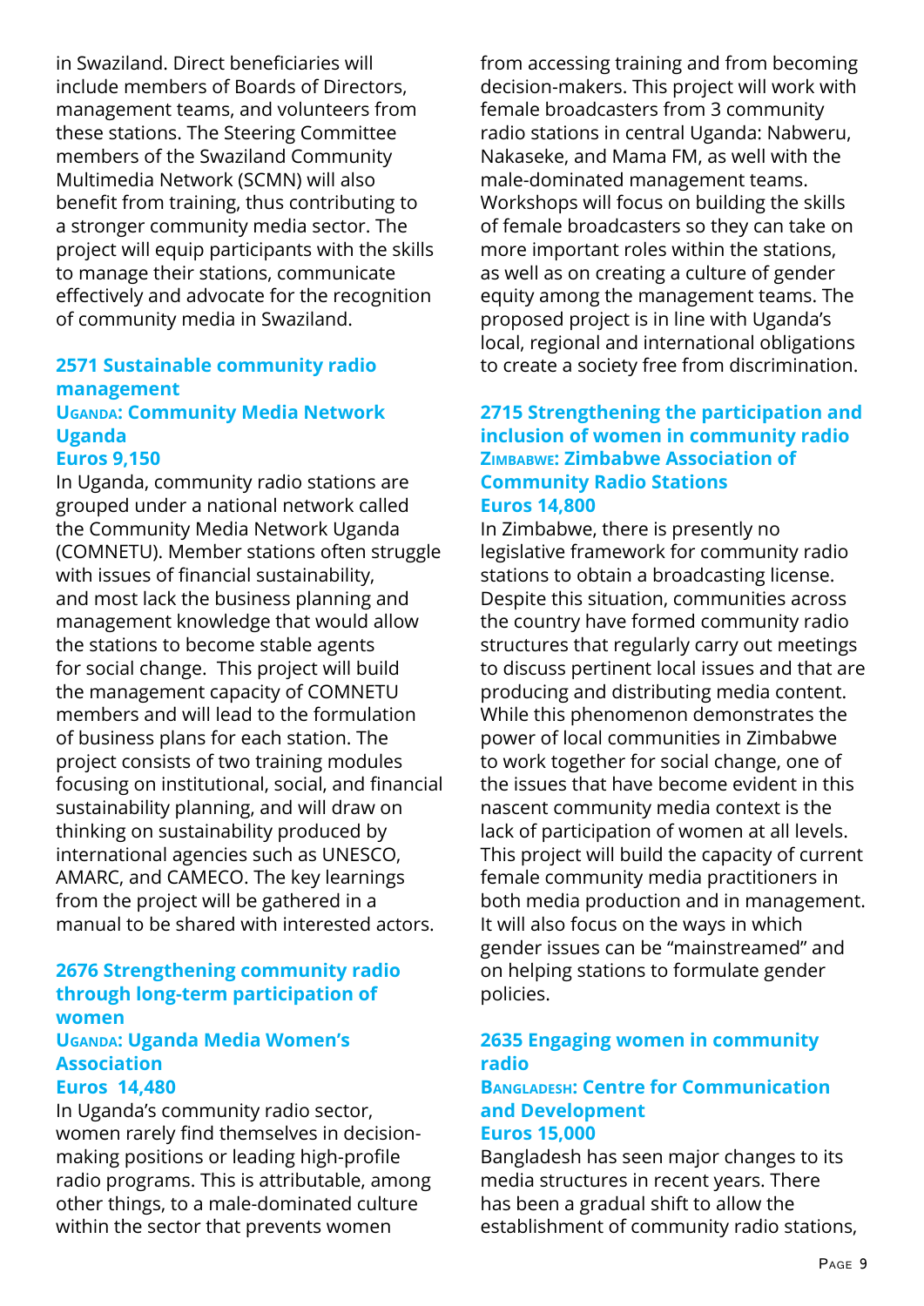in Swaziland. Direct beneficiaries will include members of Boards of Directors, management teams, and volunteers from these stations. The Steering Committee members of the Swaziland Community Multimedia Network (SCMN) will also benefit from training, thus contributing to a stronger community media sector. The project will equip participants with the skills to manage their stations, communicate effectively and advocate for the recognition of community media in Swaziland.

### 2571 Sustainable community radio management
**Uganda: Community Media Network Uganda**
**Euros 9,150**

In Uganda, community radio stations are grouped under a national network called the Community Media Network Uganda (COMNETU). Member stations often struggle with issues of financial sustainability, and most lack the business planning and management knowledge that would allow the stations to become stable agents for social change. This project will build the management capacity of COMNETU members and will lead to the formulation of business plans for each station. The project consists of two training modules focusing on institutional, social, and financial sustainability planning, and will draw on thinking on sustainability produced by international agencies such as UNESCO, AMARC, and CAMECO. The key learnings from the project will be gathered in a manual to be shared with interested actors.

### 2676 Strengthening community radio through long-term participation of women
**Uganda: Uganda Media Women's Association**
**Euros 14,480**

In Uganda's community radio sector, women rarely find themselves in decision-making positions or leading high-profile radio programs. This is attributable, among other things, to a male-dominated culture within the sector that prevents women from accessing training and from becoming decision-makers. This project will work with female broadcasters from 3 community radio stations in central Uganda: Nabweru, Nakaseke, and Mama FM, as well with the male-dominated management teams. Workshops will focus on building the skills of female broadcasters so they can take on more important roles within the stations, as well as on creating a culture of gender equity among the management teams. The proposed project is in line with Uganda's local, regional and international obligations to create a society free from discrimination.

### 2715 Strengthening the participation and inclusion of women in community radio
**Zimbabwe: Zimbabwe Association of Community Radio Stations**
**Euros 14,800**

In Zimbabwe, there is presently no legislative framework for community radio stations to obtain a broadcasting license. Despite this situation, communities across the country have formed community radio structures that regularly carry out meetings to discuss pertinent local issues and that are producing and distributing media content. While this phenomenon demonstrates the power of local communities in Zimbabwe to work together for social change, one of the issues that have become evident in this nascent community media context is the lack of participation of women at all levels. This project will build the capacity of current female community media practitioners in both media production and in management. It will also focus on the ways in which gender issues can be "mainstreamed" and on helping stations to formulate gender policies.

### 2635 Engaging women in community radio
**Bangladesh: Centre for Communication and Development**
**Euros 15,000**

Bangladesh has seen major changes to its media structures in recent years. There has been a gradual shift to allow the establishment of community radio stations,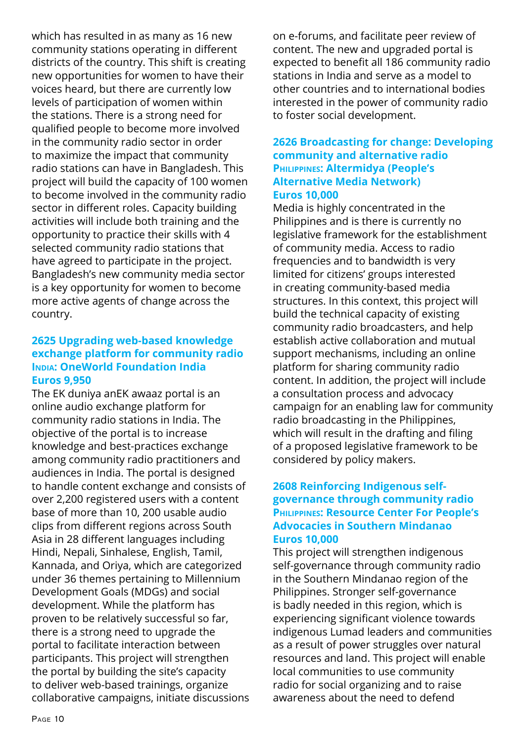which has resulted in as many as 16 new community stations operating in different districts of the country. This shift is creating new opportunities for women to have their voices heard, but there are currently low levels of participation of women within the stations. There is a strong need for qualified people to become more involved in the community radio sector in order to maximize the impact that community radio stations can have in Bangladesh. This project will build the capacity of 100 women to become involved in the community radio sector in different roles. Capacity building activities will include both training and the opportunity to practice their skills with 4 selected community radio stations that have agreed to participate in the project. Bangladesh's new community media sector is a key opportunity for women to become more active agents of change across the country.

### 2625 Upgrading web-based knowledge exchange platform for community radio
**India: OneWorld Foundation India**
**Euros 9,950**

The EK duniya anEK awaaz portal is an online audio exchange platform for community radio stations in India. The objective of the portal is to increase knowledge and best-practices exchange among community radio practitioners and audiences in India. The portal is designed to handle content exchange and consists of over 2,200 registered users with a content base of more than 10, 200 usable audio clips from different regions across South Asia in 28 different languages including Hindi, Nepali, Sinhalese, English, Tamil, Kannada, and Oriya, which are categorized under 36 themes pertaining to Millennium Development Goals (MDGs) and social development. While the platform has proven to be relatively successful so far, there is a strong need to upgrade the portal to facilitate interaction between participants. This project will strengthen the portal by building the site's capacity to deliver web-based trainings, organize collaborative campaigns, initiate discussions on e-forums, and facilitate peer review of content. The new and upgraded portal is expected to benefit all 186 community radio stations in India and serve as a model to other countries and to international bodies interested in the power of community radio to foster social development.

### 2626 Broadcasting for change: Developing community and alternative radio
**Philippines: Altermidya (People's Alternative Media Network)**
**Euros 10,000**

Media is highly concentrated in the Philippines and is there is currently no legislative framework for the establishment of community media. Access to radio frequencies and to bandwidth is very limited for citizens' groups interested in creating community-based media structures. In this context, this project will build the technical capacity of existing community radio broadcasters, and help establish active collaboration and mutual support mechanisms, including an online platform for sharing community radio content. In addition, the project will include a consultation process and advocacy campaign for an enabling law for community radio broadcasting in the Philippines, which will result in the drafting and filing of a proposed legislative framework to be considered by policy makers.

### 2608 Reinforcing Indigenous self-governance through community radio
**Philippines: Resource Center For People's Advocacies in Southern Mindanao**
**Euros 10,000**

This project will strengthen indigenous self-governance through community radio in the Southern Mindanao region of the Philippines. Stronger self-governance is badly needed in this region, which is experiencing significant violence towards indigenous Lumad leaders and communities as a result of power struggles over natural resources and land. This project will enable local communities to use community radio for social organizing and to raise awareness about the need to defend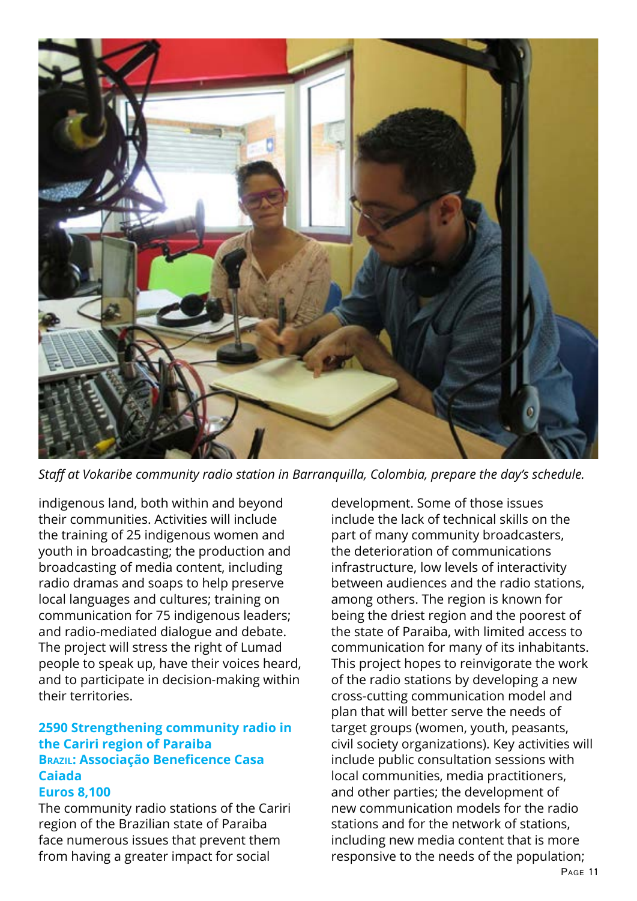*Staff at Vokaribe community radio station in Barranquilla, Colombia, prepare the day's schedule.*

indigenous land, both within and beyond their communities. Activities will include the training of 25 indigenous women and youth in broadcasting; the production and broadcasting of media content, including radio dramas and soaps to help preserve local languages and cultures; training on communication for 75 indigenous leaders; and radio-mediated dialogue and debate. The project will stress the right of Lumad people to speak up, have their voices heard, and to participate in decision-making within their territories.

### 2590 Strengthening community radio in the Cariri region of Paraiba
### Brazil: Associação Beneficence Casa Caiada
### Euros 8,100

The community radio stations of the Cariri region of the Brazilian state of Paraiba face numerous issues that prevent them from having a greater impact for social development. Some of those issues include the lack of technical skills on the part of many community broadcasters, the deterioration of communications infrastructure, low levels of interactivity between audiences and the radio stations, among others. The region is known for being the driest region and the poorest of the state of Paraiba, with limited access to communication for many of its inhabitants. This project hopes to reinvigorate the work of the radio stations by developing a new cross-cutting communication model and plan that will better serve the needs of target groups (women, youth, peasants, civil society organizations). Key activities will include public consultation sessions with local communities, media practitioners, and other parties; the development of new communication models for the radio stations and for the network of stations, including new media content that is more responsive to the needs of the population;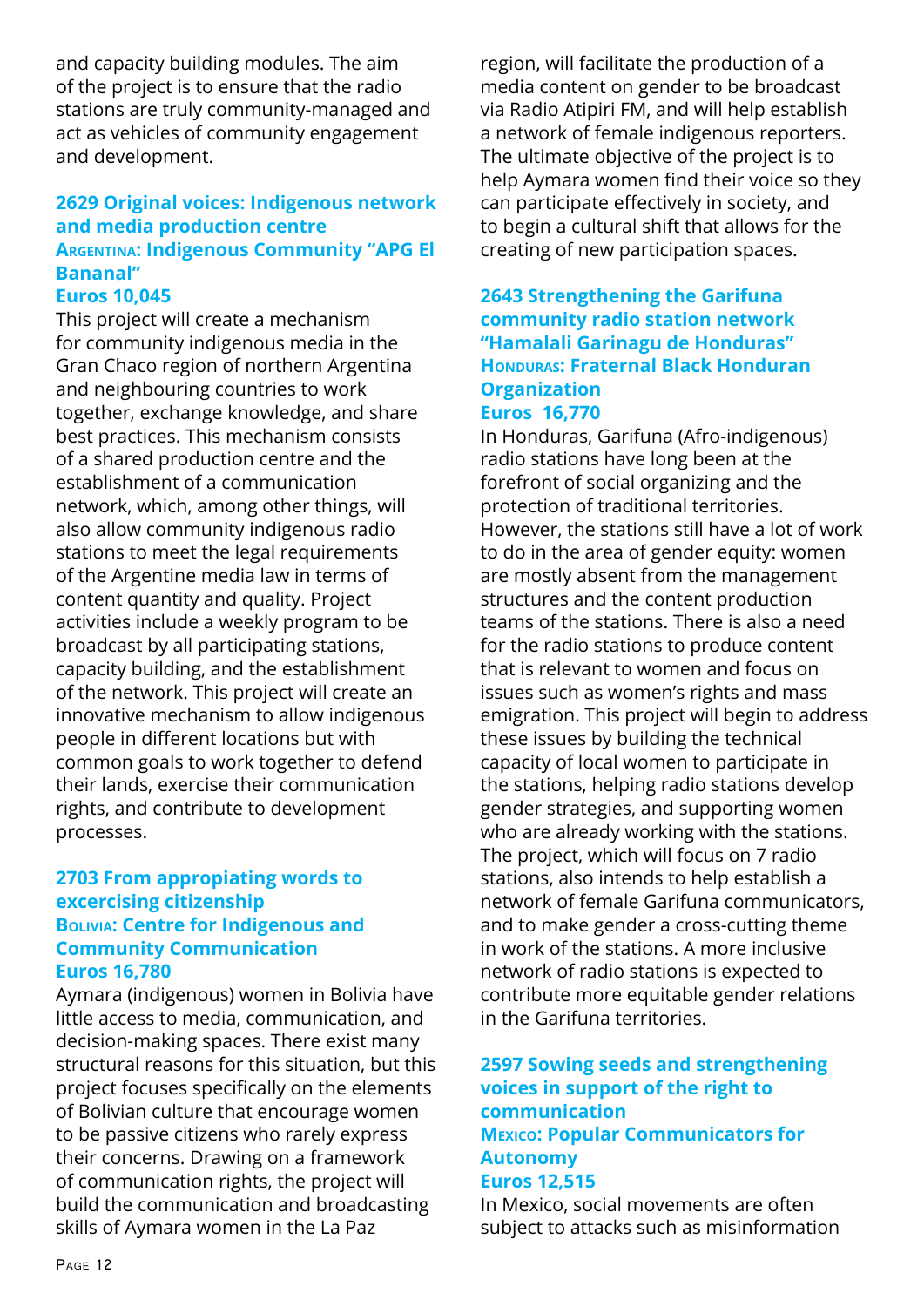and capacity building modules. The aim of the project is to ensure that the radio stations are truly community-managed and act as vehicles of community engagement and development.

### 2629 Original voices: Indigenous network and media production centre
**Argentina: Indigenous Community "APG El Bananal"**
**Euros 10,045**

This project will create a mechanism for community indigenous media in the Gran Chaco region of northern Argentina and neighbouring countries to work together, exchange knowledge, and share best practices. This mechanism consists of a shared production centre and the establishment of a communication network, which, among other things, will also allow community indigenous radio stations to meet the legal requirements of the Argentine media law in terms of content quantity and quality. Project activities include a weekly program to be broadcast by all participating stations, capacity building, and the establishment of the network. This project will create an innovative mechanism to allow indigenous people in different locations but with common goals to work together to defend their lands, exercise their communication rights, and contribute to development processes.

### 2703 From appropiating words to excercising citizenship
**Bolivia: Centre for Indigenous and Community Communication**
**Euros 16,780**

Aymara (indigenous) women in Bolivia have little access to media, communication, and decision-making spaces. There exist many structural reasons for this situation, but this project focuses specifically on the elements of Bolivian culture that encourage women to be passive citizens who rarely express their concerns. Drawing on a framework of communication rights, the project will build the communication and broadcasting skills of Aymara women in the La Paz region, will facilitate the production of a media content on gender to be broadcast via Radio Atipiri FM, and will help establish a network of female indigenous reporters. The ultimate objective of the project is to help Aymara women find their voice so they can participate effectively in society, and to begin a cultural shift that allows for the creating of new participation spaces.

### 2643 Strengthening the Garifuna community radio station network "Hamalali Garinagu de Honduras"
**Honduras: Fraternal Black Honduran Organization**
**Euros 16,770**

In Honduras, Garifuna (Afro-indigenous) radio stations have long been at the forefront of social organizing and the protection of traditional territories. However, the stations still have a lot of work to do in the area of gender equity: women are mostly absent from the management structures and the content production teams of the stations. There is also a need for the radio stations to produce content that is relevant to women and focus on issues such as women's rights and mass emigration. This project will begin to address these issues by building the technical capacity of local women to participate in the stations, helping radio stations develop gender strategies, and supporting women who are already working with the stations. The project, which will focus on 7 radio stations, also intends to help establish a network of female Garifuna communicators, and to make gender a cross-cutting theme in work of the stations. A more inclusive network of radio stations is expected to contribute more equitable gender relations in the Garifuna territories.

### 2597 Sowing seeds and strengthening voices in support of the right to communication
**Mexico: Popular Communicators for Autonomy**
**Euros 12,515**

In Mexico, social movements are often subject to attacks such as misinformation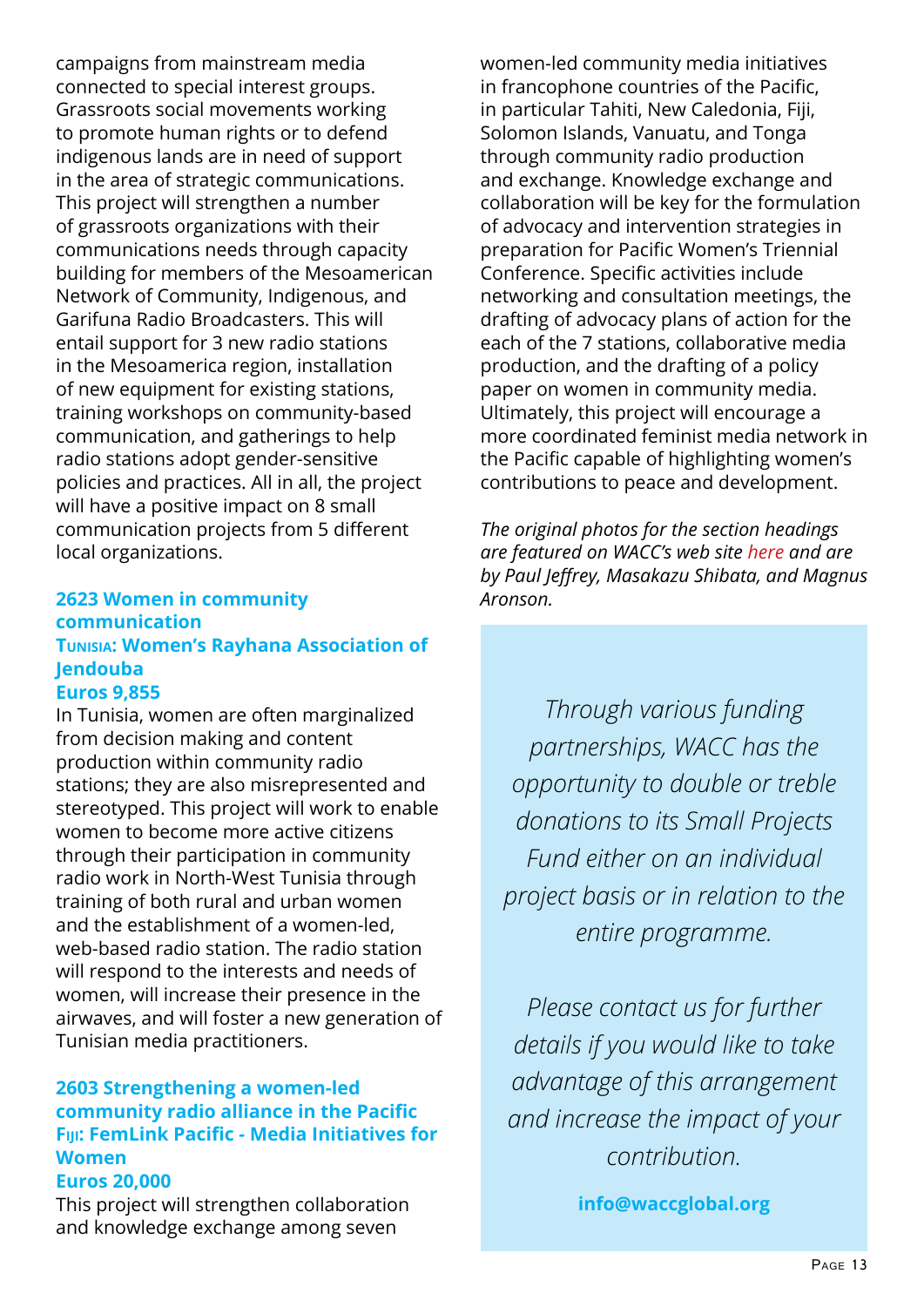campaigns from mainstream media connected to special interest groups. Grassroots social movements working to promote human rights or to defend indigenous lands are in need of support in the area of strategic communications. This project will strengthen a number of grassroots organizations with their communications needs through capacity building for members of the Mesoamerican Network of Community, Indigenous, and Garifuna Radio Broadcasters. This will entail support for 3 new radio stations in the Mesoamerica region, installation of new equipment for existing stations, training workshops on community-based communication, and gatherings to help radio stations adopt gender-sensitive policies and practices. All in all, the project will have a positive impact on 8 small communication projects from 5 different local organizations.

### 2623 Women in community communication
### Tunisia: Women's Rayhana Association of Jendouba
### Euros 9,855

In Tunisia, women are often marginalized from decision making and content production within community radio stations; they are also misrepresented and stereotyped. This project will work to enable women to become more active citizens through their participation in community radio work in North-West Tunisia through training of both rural and urban women and the establishment of a women-led, web-based radio station. The radio station will respond to the interests and needs of women, will increase their presence in the airwaves, and will foster a new generation of Tunisian media practitioners.

### 2603 Strengthening a women-led community radio alliance in the Pacific
### Fiji: FemLink Pacific - Media Initiatives for Women
### Euros 20,000

This project will strengthen collaboration and knowledge exchange among seven women-led community media initiatives in francophone countries of the Pacific, in particular Tahiti, New Caledonia, Fiji, Solomon Islands, Vanuatu, and Tonga through community radio production and exchange. Knowledge exchange and collaboration will be key for the formulation of advocacy and intervention strategies in preparation for Pacific Women's Triennial Conference. Specific activities include networking and consultation meetings, the drafting of advocacy plans of action for the each of the 7 stations, collaborative media production, and the drafting of a policy paper on women in community media. Ultimately, this project will encourage a more coordinated feminist media network in the Pacific capable of highlighting women's contributions to peace and development.

*The original photos for the section headings are featured on WACC's web site here and are by Paul Jeffrey, Masakazu Shibata, and Magnus Aronson.*

*Through various funding partnerships, WACC has the opportunity to double or treble donations to its Small Projects Fund either on an individual project basis or in relation to the entire programme.*

*Please contact us for further details if you would like to take advantage of this arrangement and increase the impact of your contribution.*

**info@waccglobal.org**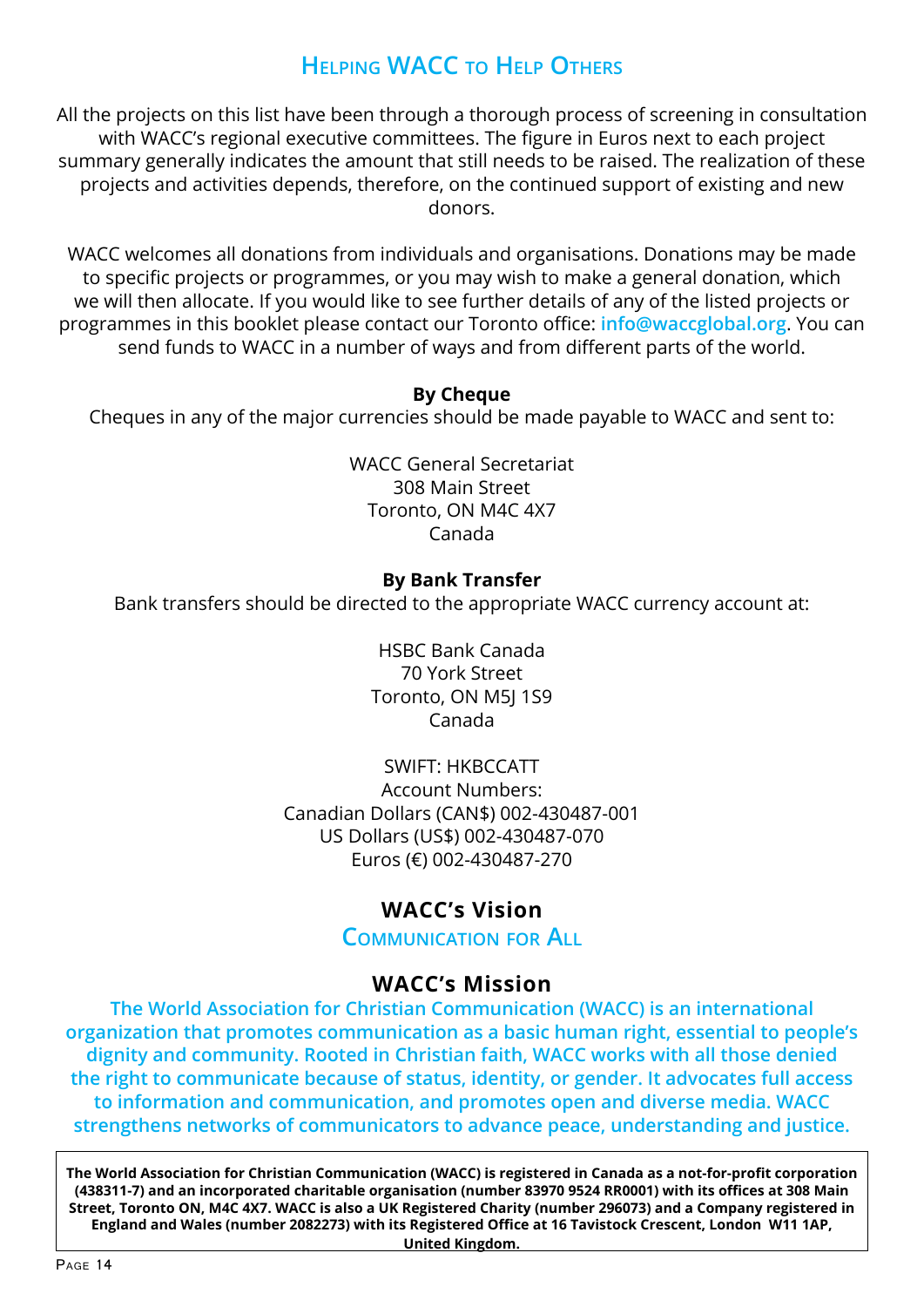## Helping WACC to Help Others

All the projects on this list have been through a thorough process of screening in consultation with WACC's regional executive committees. The figure in Euros next to each project summary generally indicates the amount that still needs to be raised. The realization of these projects and activities depends, therefore, on the continued support of existing and new donors.

WACC welcomes all donations from individuals and organisations. Donations may be made to specific projects or programmes, or you may wish to make a general donation, which we will then allocate. If you would like to see further details of any of the listed projects or programmes in this booklet please contact our Toronto office: **info@waccglobal.org**. You can send funds to WACC in a number of ways and from different parts of the world.

**By Cheque**

Cheques in any of the major currencies should be made payable to WACC and sent to:

WACC General Secretariat
308 Main Street
Toronto, ON M4C 4X7
Canada

**By Bank Transfer**

Bank transfers should be directed to the appropriate WACC currency account at:

HSBC Bank Canada
70 York Street
Toronto, ON M5J 1S9
Canada

SWIFT: HKBCCATT
Account Numbers:
Canadian Dollars (CAN$) 002-430487-001
US Dollars (US$) 002-430487-070
Euros (€) 002-430487-270

## WACC's Vision

### Communication for All

## WACC's Mission

**The World Association for Christian Communication (WACC) is an international organization that promotes communication as a basic human right, essential to people's dignity and community. Rooted in Christian faith, WACC works with all those denied the right to communicate because of status, identity, or gender. It advocates full access to information and communication, and promotes open and diverse media. WACC strengthens networks of communicators to advance peace, understanding and justice.**

**The World Association for Christian Communication (WACC) is registered in Canada as a not-for-profit corporation (438311-7) and an incorporated charitable organisation (number 83970 9524 RR0001) with its offices at 308 Main Street, Toronto ON, M4C 4X7. WACC is also a UK Registered Charity (number 296073) and a Company registered in England and Wales (number 2082273) with its Registered Office at 16 Tavistock Crescent, London W11 1AP, United Kingdom.**